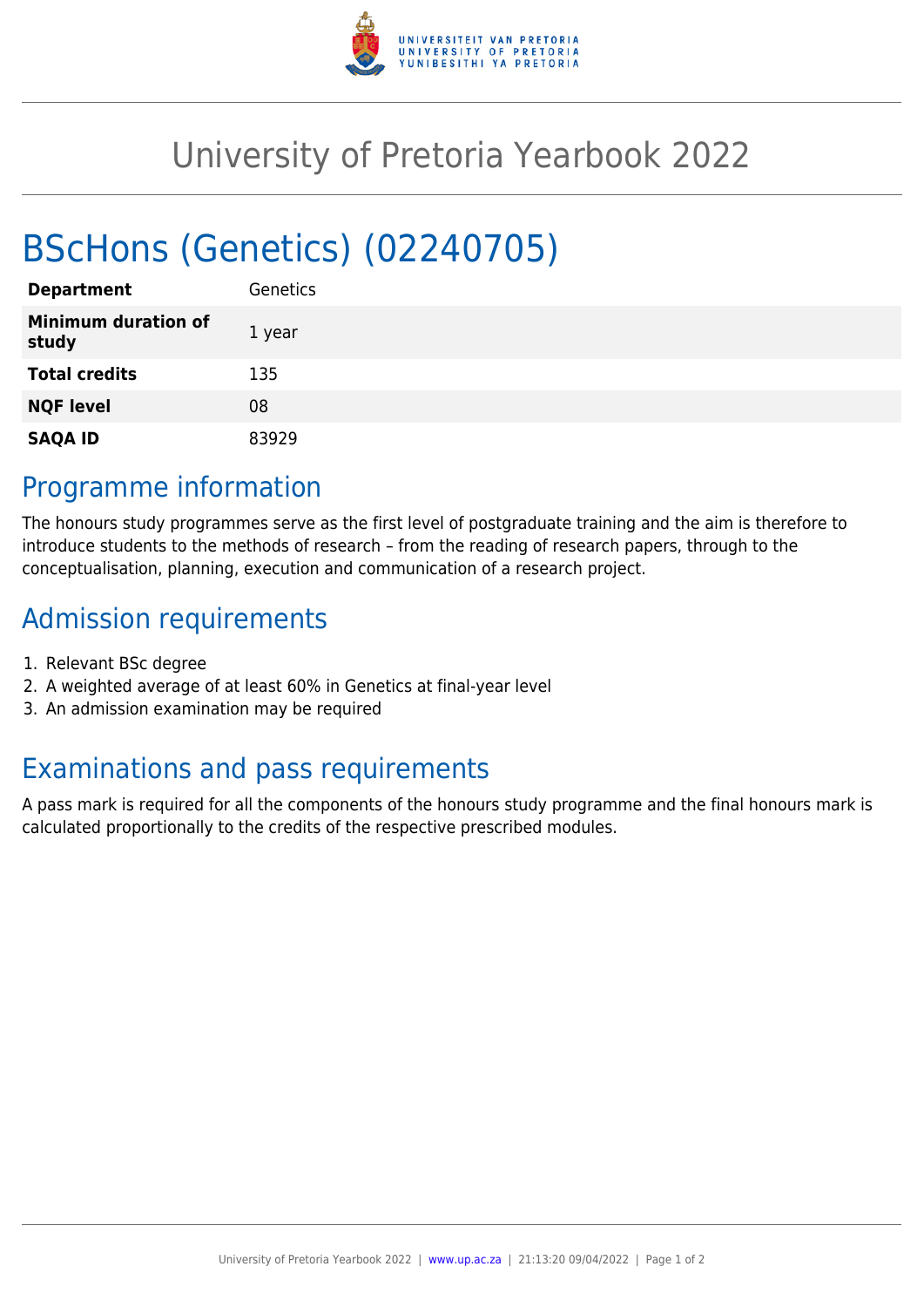# University of Pretoria Yearbook 2022

# BScHons (Genetics) (02240705)

| | |
|---|---|
| **Department** | Genetics |
| **Minimum duration of study** | 1 year |
| **Total credits** | 135 |
| **NQF level** | 08 |
| **SAQA ID** | 83929 |

## Programme information

The honours study programmes serve as the first level of postgraduate training and the aim is therefore to introduce students to the methods of research – from the reading of research papers, through to the conceptualisation, planning, execution and communication of a research project.

## Admission requirements

1. Relevant BSc degree
2. A weighted average of at least 60% in Genetics at final-year level
3. An admission examination may be required

## Examinations and pass requirements

A pass mark is required for all the components of the honours study programme and the final honours mark is calculated proportionally to the credits of the respective prescribed modules.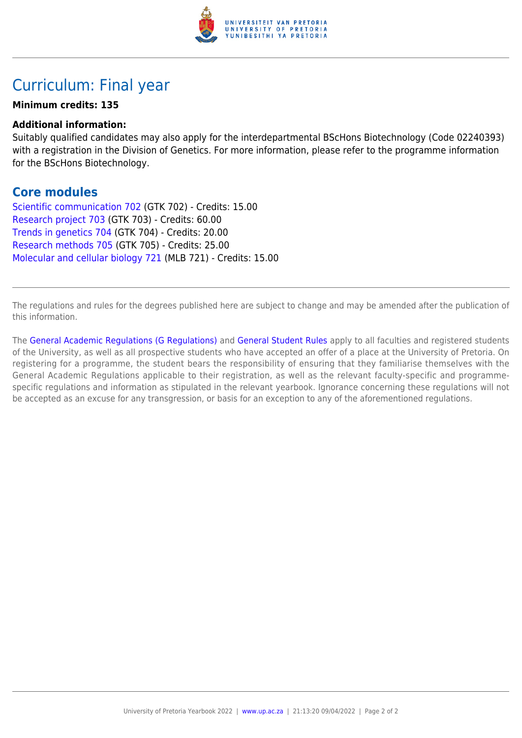# Curriculum: Final year

**Minimum credits: 135**

**Additional information:**

Suitably qualified candidates may also apply for the interdepartmental BScHons Biotechnology (Code 02240393) with a registration in the Division of Genetics. For more information, please refer to the programme information for the BScHons Biotechnology.

## Core modules

Scientific communication 702 (GTK 702) - Credits: 15.00
Research project 703 (GTK 703) - Credits: 60.00
Trends in genetics 704 (GTK 704) - Credits: 20.00
Research methods 705 (GTK 705) - Credits: 25.00
Molecular and cellular biology 721 (MLB 721) - Credits: 15.00

The regulations and rules for the degrees published here are subject to change and may be amended after the publication of this information.

The General Academic Regulations (G Regulations) and General Student Rules apply to all faculties and registered students of the University, as well as all prospective students who have accepted an offer of a place at the University of Pretoria. On registering for a programme, the student bears the responsibility of ensuring that they familiarise themselves with the General Academic Regulations applicable to their registration, as well as the relevant faculty-specific and programme-specific regulations and information as stipulated in the relevant yearbook. Ignorance concerning these regulations will not be accepted as an excuse for any transgression, or basis for an exception to any of the aforementioned regulations.